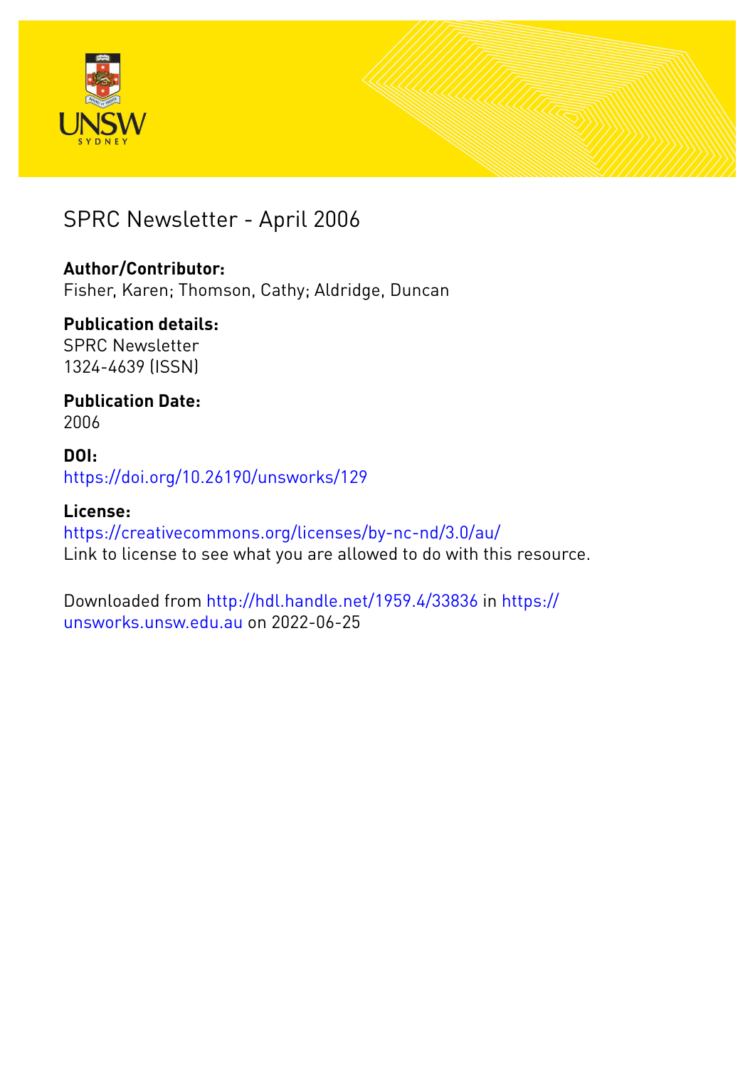# SPRC Newsletter - April 2006

**Author/Contributor:**
Fisher, Karen; Thomson, Cathy; Aldridge, Duncan

**Publication details:**
SPRC Newsletter
1324-4639 (ISSN)

**Publication Date:**
2006

**DOI:**
https://doi.org/10.26190/unsworks/129

**License:**
https://creativecommons.org/licenses/by-nc-nd/3.0/au/
Link to license to see what you are allowed to do with this resource.

Downloaded from http://hdl.handle.net/1959.4/33836 in https://unsworks.unsw.edu.au on 2022-06-25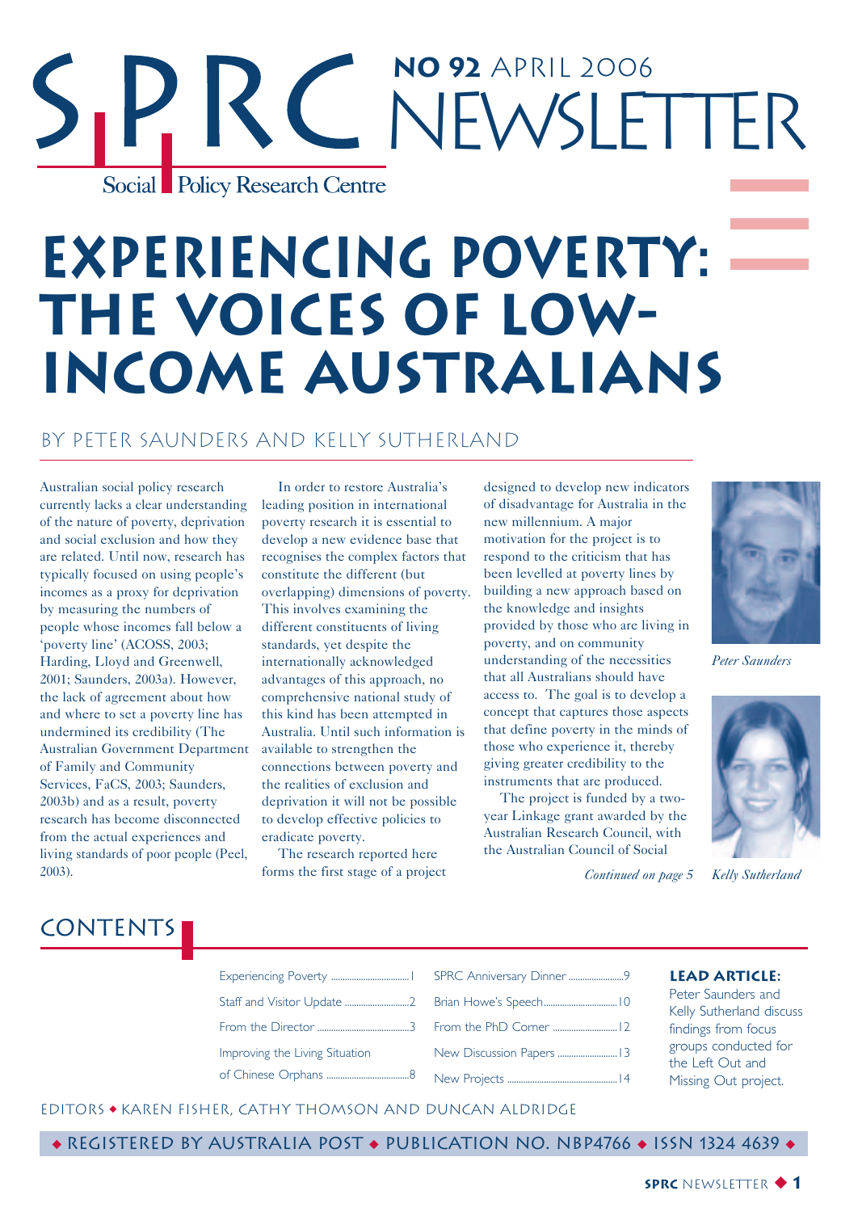# SPRC Newsletter

**NO 92** APRIL 2006

Social Policy Research Centre

# EXPERIENCING POVERTY: THE VOICES OF LOW-INCOME AUSTRALIANS

## BY PETER SAUNDERS AND KELLY SUTHERLAND

Australian social policy research currently lacks a clear understanding of the nature of poverty, deprivation and social exclusion and how they are related. Until now, research has typically focused on using people's incomes as a proxy for deprivation by measuring the numbers of people whose incomes fall below a 'poverty line' (ACOSS, 2003; Harding, Lloyd and Greenwell, 2001; Saunders, 2003a). However, the lack of agreement about how and where to set a poverty line has undermined its credibility (The Australian Government Department of Family and Community Services, FaCS, 2003; Saunders, 2003b) and as a result, poverty research has become disconnected from the actual experiences and living standards of poor people (Peel, 2003).

In order to restore Australia's leading position in international poverty research it is essential to develop a new evidence base that recognises the complex factors that constitute the different (but overlapping) dimensions of poverty. This involves examining the different constituents of living standards, yet despite the internationally acknowledged advantages of this approach, no comprehensive national study of this kind has been attempted in Australia. Until such information is available to strengthen the connections between poverty and the realities of exclusion and deprivation it will not be possible to develop effective policies to eradicate poverty.

The research reported here forms the first stage of a project designed to develop new indicators of disadvantage for Australia in the new millennium. A major motivation for the project is to respond to the criticism that has been levelled at poverty lines by building a new approach based on the knowledge and insights provided by those who are living in poverty, and on community understanding of the necessities that all Australians should have access to. The goal is to develop a concept that captures those aspects that define poverty in the minds of those who experience it, thereby giving greater credibility to the instruments that are produced.

The project is funded by a two-year Linkage grant awarded by the Australian Research Council, with the Australian Council of Social

*Continued on page 5*

*Peter Saunders*

*Kelly Sutherland*

## CONTENTS

| | | | |
|---|---|---|---|
| Experiencing Poverty | 1 | SPRC Anniversary Dinner | 9 |
| Staff and Visitor Update | 2 | Brian Howe's Speech | 10 |
| From the Director | 3 | From the PhD Corner | 12 |
| Improving the Living Situation of Chinese Orphans | 8 | New Discussion Papers | 13 |
| | | New Projects | 14 |

**LEAD ARTICLE:**
Peter Saunders and Kelly Sutherland discuss findings from focus groups conducted for the Left Out and Missing Out project.

EDITORS ◆ KAREN FISHER, CATHY THOMSON AND DUNCAN ALDRIDGE

◆ REGISTERED BY AUSTRALIA POST ◆ PUBLICATION NO. NBP4766 ◆ ISSN 1324 4639 ◆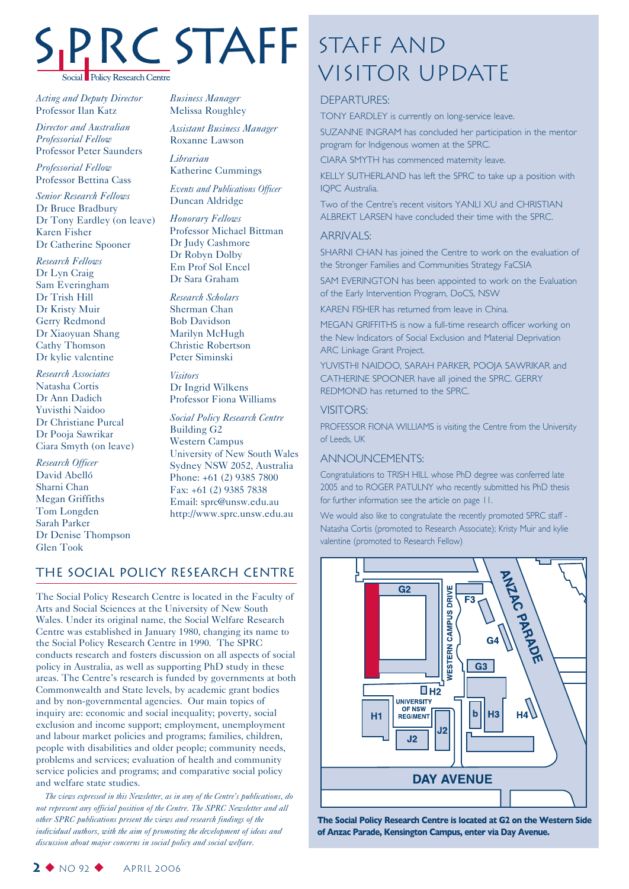# SPRC STAFF

Social Policy Research Centre

*Acting and Deputy Director*
Professor Ilan Katz

*Director and Australian Professorial Fellow*
Professor Peter Saunders

*Professorial Fellow*
Professor Bettina Cass

*Senior Research Fellows*
Dr Bruce Bradbury
Dr Tony Eardley (on leave)
Karen Fisher
Dr Catherine Spooner

*Research Fellows*
Dr Lyn Craig
Sam Everingham
Dr Trish Hill
Dr Kristy Muir
Gerry Redmond
Dr Xiaoyuan Shang
Cathy Thomson
Dr kylie valentine

*Research Associates*
Natasha Cortis
Dr Ann Dadich
Yuvisthi Naidoo
Dr Christiane Purcal
Dr Pooja Sawrikar
Ciara Smyth (on leave)

*Research Officer*
David Abelló
Sharni Chan
Megan Griffiths
Tom Longden
Sarah Parker
Dr Denise Thompson
Glen Took

*Business Manager*
Melissa Roughley

*Assistant Business Manager*
Roxanne Lawson

*Librarian*
Katherine Cummings

*Events and Publications Officer*
Duncan Aldridge

*Honorary Fellows*
Professor Michael Bittman
Dr Judy Cashmore
Dr Robyn Dolby
Em Prof Sol Encel
Dr Sara Graham

*Research Scholars*
Sherman Chan
Bob Davidson
Marilyn McHugh
Christie Robertson
Peter Siminski

*Visitors*
Dr Ingrid Wilkens
Professor Fiona Williams

*Social Policy Research Centre*
Building G2
Western Campus
University of New South Wales
Sydney NSW 2052, Australia
Phone: +61 (2) 9385 7800
Fax: +61 (2) 9385 7838
Email: sprc@unsw.edu.au
http://www.sprc.unsw.edu.au

## THE SOCIAL POLICY RESEARCH CENTRE

The Social Policy Research Centre is located in the Faculty of Arts and Social Sciences at the University of New South Wales. Under its original name, the Social Welfare Research Centre was established in January 1980, changing its name to the Social Policy Research Centre in 1990. The SPRC conducts research and fosters discussion on all aspects of social policy in Australia, as well as supporting PhD study in these areas. The Centre's research is funded by governments at both Commonwealth and State levels, by academic grant bodies and by non-governmental agencies. Our main topics of inquiry are: economic and social inequality; poverty, social exclusion and income support; employment, unemployment and labour market policies and programs; families, children, people with disabilities and older people; community needs, problems and services; evaluation of health and community service policies and programs; and comparative social policy and welfare state studies.

*The views expressed in this Newsletter, as in any of the Centre's publications, do not represent any official position of the Centre. The SPRC Newsletter and all other SPRC publications present the views and research findings of the individual authors, with the aim of promoting the development of ideas and discussion about major concerns in social policy and social welfare.*

# STAFF AND VISITOR UPDATE

## DEPARTURES:

TONY EARDLEY is currently on long-service leave.

SUZANNE INGRAM has concluded her participation in the mentor program for Indigenous women at the SPRC.

CIARA SMYTH has commenced maternity leave.

KELLY SUTHERLAND has left the SPRC to take up a position with IQPC Australia.

Two of the Centre's recent visitors YANLI XU and CHRISTIAN ALBREKT LARSEN have concluded their time with the SPRC.

## ARRIVALS:

SHARNI CHAN has joined the Centre to work on the evaluation of the Stronger Families and Communities Strategy FaCSIA

SAM EVERINGTON has been appointed to work on the Evaluation of the Early Intervention Program, DoCS, NSW

KAREN FISHER has returned from leave in China.

MEGAN GRIFFITHS is now a full-time research officer working on the New Indicators of Social Exclusion and Material Deprivation ARC Linkage Grant Project.

YUVISTHI NAIDOO, SARAH PARKER, POOJA SAWRIKAR and CATHERINE SPOONER have all joined the SPRC. GERRY REDMOND has returned to the SPRC.

## VISITORS:

PROFESSOR FIONA WILLIAMS is visiting the Centre from the University of Leeds, UK

## ANNOUNCEMENTS:

Congratulations to TRISH HILL whose PhD degree was conferred late 2005 and to ROGER PATULNY who recently submitted his PhD thesis for further information see the article on page 11.

We would also like to congratulate the recently promoted SPRC staff - Natasha Cortis (promoted to Research Associate); Kristy Muir and kylie valentine (promoted to Research Fellow)

**The Social Policy Research Centre is located at G2 on the Western Side of Anzac Parade, Kensington Campus, enter via Day Avenue.**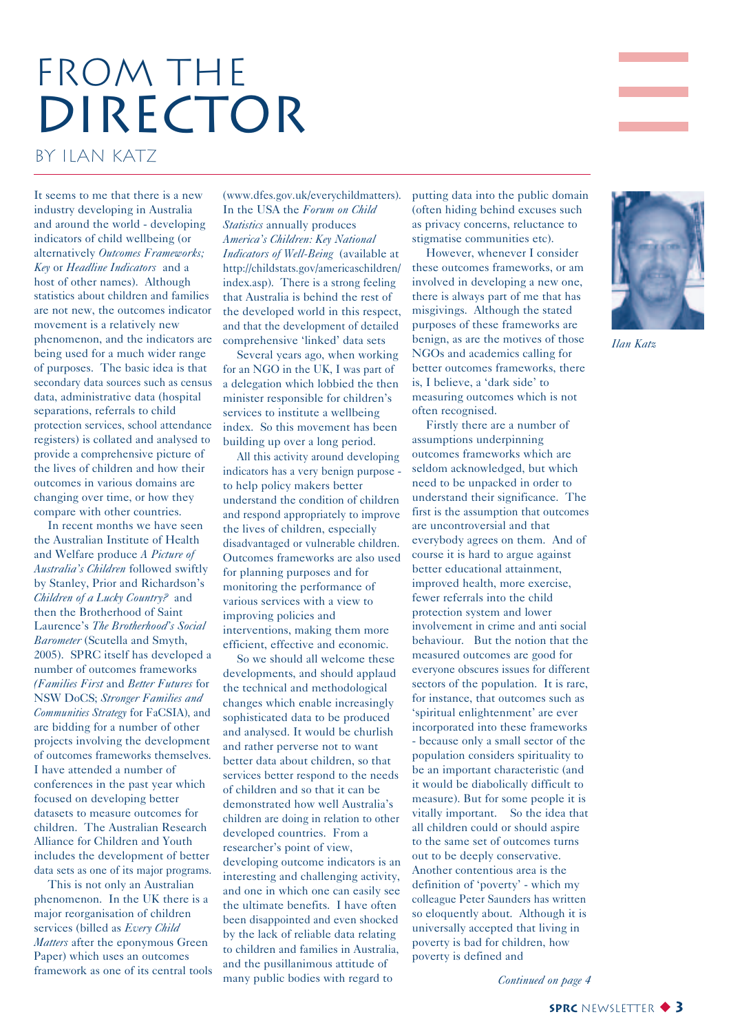# FROM THE DIRECTOR

BY ILAN KATZ

It seems to me that there is a new industry developing in Australia and around the world - developing indicators of child wellbeing (or alternatively *Outcomes Frameworks; Key* or *Headline Indicators* and a host of other names). Although statistics about children and families are not new, the outcomes indicator movement is a relatively new phenomenon, and the indicators are being used for a much wider range of purposes. The basic idea is that secondary data sources such as census data, administrative data (hospital separations, referrals to child protection services, school attendance registers) is collated and analysed to provide a comprehensive picture of the lives of children and how their outcomes in various domains are changing over time, or how they compare with other countries.

In recent months we have seen the Australian Institute of Health and Welfare produce *A Picture of Australia's Children* followed swiftly by Stanley, Prior and Richardson's *Children of a Lucky Country?* and then the Brotherhood of Saint Laurence's *The Brotherhood's Social Barometer* (Scutella and Smyth, 2005). SPRC itself has developed a number of outcomes frameworks *(Families First* and *Better Futures* for NSW DoCS; *Stronger Families and Communities Strategy* for FaCSIA), and are bidding for a number of other projects involving the development of outcomes frameworks themselves. I have attended a number of conferences in the past year which focused on developing better datasets to measure outcomes for children. The Australian Research Alliance for Children and Youth includes the development of better data sets as one of its major programs.

This is not only an Australian phenomenon. In the UK there is a major reorganisation of children services (billed as *Every Child Matters* after the eponymous Green Paper) which uses an outcomes framework as one of its central tools (www.dfes.gov.uk/everychildmatters). In the USA the *Forum on Child Statistics* annually produces *America's Children: Key National Indicators of Well-Being* (available at http://childstats.gov/americaschildren/index.asp). There is a strong feeling that Australia is behind the rest of the developed world in this respect, and that the development of detailed comprehensive 'linked' data sets

Several years ago, when working for an NGO in the UK, I was part of a delegation which lobbied the then minister responsible for children's services to institute a wellbeing index. So this movement has been building up over a long period.

All this activity around developing indicators has a very benign purpose - to help policy makers better understand the condition of children and respond appropriately to improve the lives of children, especially disadvantaged or vulnerable children. Outcomes frameworks are also used for planning purposes and for monitoring the performance of various services with a view to improving policies and interventions, making them more efficient, effective and economic.

So we should all welcome these developments, and should applaud the technical and methodological changes which enable increasingly sophisticated data to be produced and analysed. It would be churlish and rather perverse not to want better data about children, so that services better respond to the needs of children and so that it can be demonstrated how well Australia's children are doing in relation to other developed countries. From a researcher's point of view, developing outcome indicators is an interesting and challenging activity, and one in which one can easily see the ultimate benefits. I have often been disappointed and even shocked by the lack of reliable data relating to children and families in Australia, and the pusillanimous attitude of many public bodies with regard to putting data into the public domain (often hiding behind excuses such as privacy concerns, reluctance to stigmatise communities etc).

However, whenever I consider these outcomes frameworks, or am involved in developing a new one, there is always part of me that has misgivings. Although the stated purposes of these frameworks are benign, as are the motives of those NGOs and academics calling for better outcomes frameworks, there is, I believe, a 'dark side' to measuring outcomes which is not often recognised.

Firstly there are a number of assumptions underpinning outcomes frameworks which are seldom acknowledged, but which need to be unpacked in order to understand their significance. The first is the assumption that outcomes are uncontroversial and that everybody agrees on them. And of course it is hard to argue against better educational attainment, improved health, more exercise, fewer referrals into the child protection system and lower involvement in crime and anti social behaviour. But the notion that the measured outcomes are good for everyone obscures issues for different sectors of the population. It is rare, for instance, that outcomes such as 'spiritual enlightenment' are ever incorporated into these frameworks - because only a small sector of the population considers spirituality to be an important characteristic (and it would be diabolically difficult to measure). But for some people it is vitally important. So the idea that all children could or should aspire to the same set of outcomes turns out to be deeply conservative. Another contentious area is the definition of 'poverty' - which my colleague Peter Saunders has written so eloquently about. Although it is universally accepted that living in poverty is bad for children, how poverty is defined and

*Continued on page 4*

*Ilan Katz*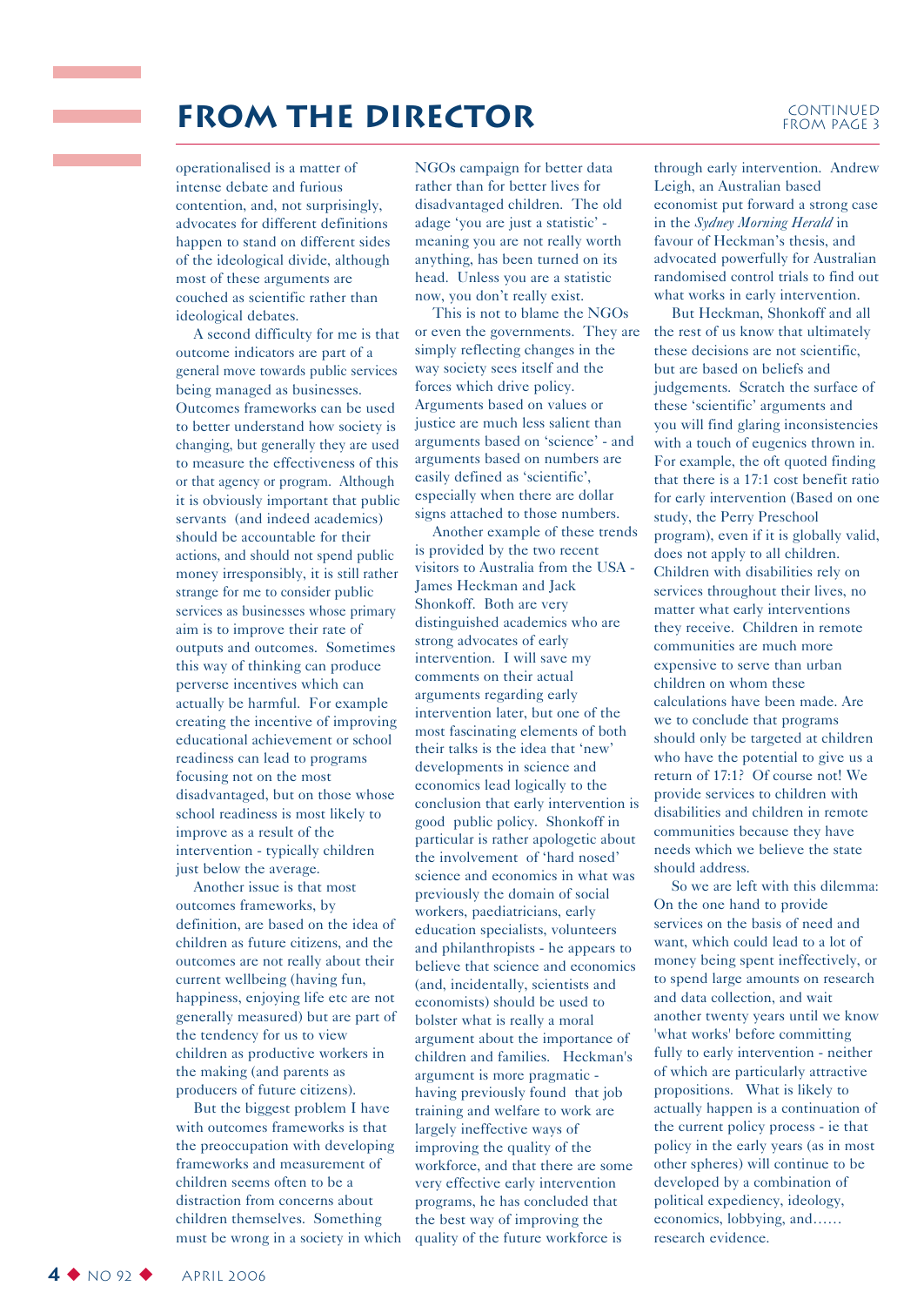# FROM THE DIRECTOR

CONTINUED FROM PAGE 3

operationalised is a matter of intense debate and furious contention, and, not surprisingly, advocates for different definitions happen to stand on different sides of the ideological divide, although most of these arguments are couched as scientific rather than ideological debates.

A second difficulty for me is that outcome indicators are part of a general move towards public services being managed as businesses. Outcomes frameworks can be used to better understand how society is changing, but generally they are used to measure the effectiveness of this or that agency or program. Although it is obviously important that public servants (and indeed academics) should be accountable for their actions, and should not spend public money irresponsibly, it is still rather strange for me to consider public services as businesses whose primary aim is to improve their rate of outputs and outcomes. Sometimes this way of thinking can produce perverse incentives which can actually be harmful. For example creating the incentive of improving educational achievement or school readiness can lead to programs focusing not on the most disadvantaged, but on those whose school readiness is most likely to improve as a result of the intervention - typically children just below the average.

Another issue is that most outcomes frameworks, by definition, are based on the idea of children as future citizens, and the outcomes are not really about their current wellbeing (having fun, happiness, enjoying life etc are not generally measured) but are part of the tendency for us to view children as productive workers in the making (and parents as producers of future citizens).

But the biggest problem I have with outcomes frameworks is that the preoccupation with developing frameworks and measurement of children seems often to be a distraction from concerns about children themselves. Something must be wrong in a society in which NGOs campaign for better data rather than for better lives for disadvantaged children. The old adage 'you are just a statistic' - meaning you are not really worth anything, has been turned on its head. Unless you are a statistic now, you don't really exist.

This is not to blame the NGOs or even the governments. They are simply reflecting changes in the way society sees itself and the forces which drive policy. Arguments based on values or justice are much less salient than arguments based on 'science' - and arguments based on numbers are easily defined as 'scientific', especially when there are dollar signs attached to those numbers.

Another example of these trends is provided by the two recent visitors to Australia from the USA - James Heckman and Jack Shonkoff. Both are very distinguished academics who are strong advocates of early intervention. I will save my comments on their actual arguments regarding early intervention later, but one of the most fascinating elements of both their talks is the idea that 'new' developments in science and economics lead logically to the conclusion that early intervention is good public policy. Shonkoff in particular is rather apologetic about the involvement of 'hard nosed' science and economics in what was previously the domain of social workers, paediatricians, early education specialists, volunteers and philanthropists - he appears to believe that science and economics (and, incidentally, scientists and economists) should be used to bolster what is really a moral argument about the importance of children and families. Heckman's argument is more pragmatic - having previously found that job training and welfare to work are largely ineffective ways of improving the quality of the workforce, and that there are some very effective early intervention programs, he has concluded that the best way of improving the quality of the future workforce is through early intervention. Andrew Leigh, an Australian based economist put forward a strong case in the *Sydney Morning Herald* in favour of Heckman's thesis, and advocated powerfully for Australian randomised control trials to find out what works in early intervention.

But Heckman, Shonkoff and all the rest of us know that ultimately these decisions are not scientific, but are based on beliefs and judgements. Scratch the surface of these 'scientific' arguments and you will find glaring inconsistencies with a touch of eugenics thrown in. For example, the oft quoted finding that there is a 17:1 cost benefit ratio for early intervention (Based on one study, the Perry Preschool program), even if it is globally valid, does not apply to all children. Children with disabilities rely on services throughout their lives, no matter what early interventions they receive. Children in remote communities are much more expensive to serve than urban children on whom these calculations have been made. Are we to conclude that programs should only be targeted at children who have the potential to give us a return of 17:1? Of course not! We provide services to children with disabilities and children in remote communities because they have needs which we believe the state should address.

So we are left with this dilemma: On the one hand to provide services on the basis of need and want, which could lead to a lot of money being spent ineffectively, or to spend large amounts on research and data collection, and wait another twenty years until we know 'what works' before committing fully to early intervention - neither of which are particularly attractive propositions. What is likely to actually happen is a continuation of the current policy process - ie that policy in the early years (as in most other spheres) will continue to be developed by a combination of political expediency, ideology, economics, lobbying, and…… research evidence.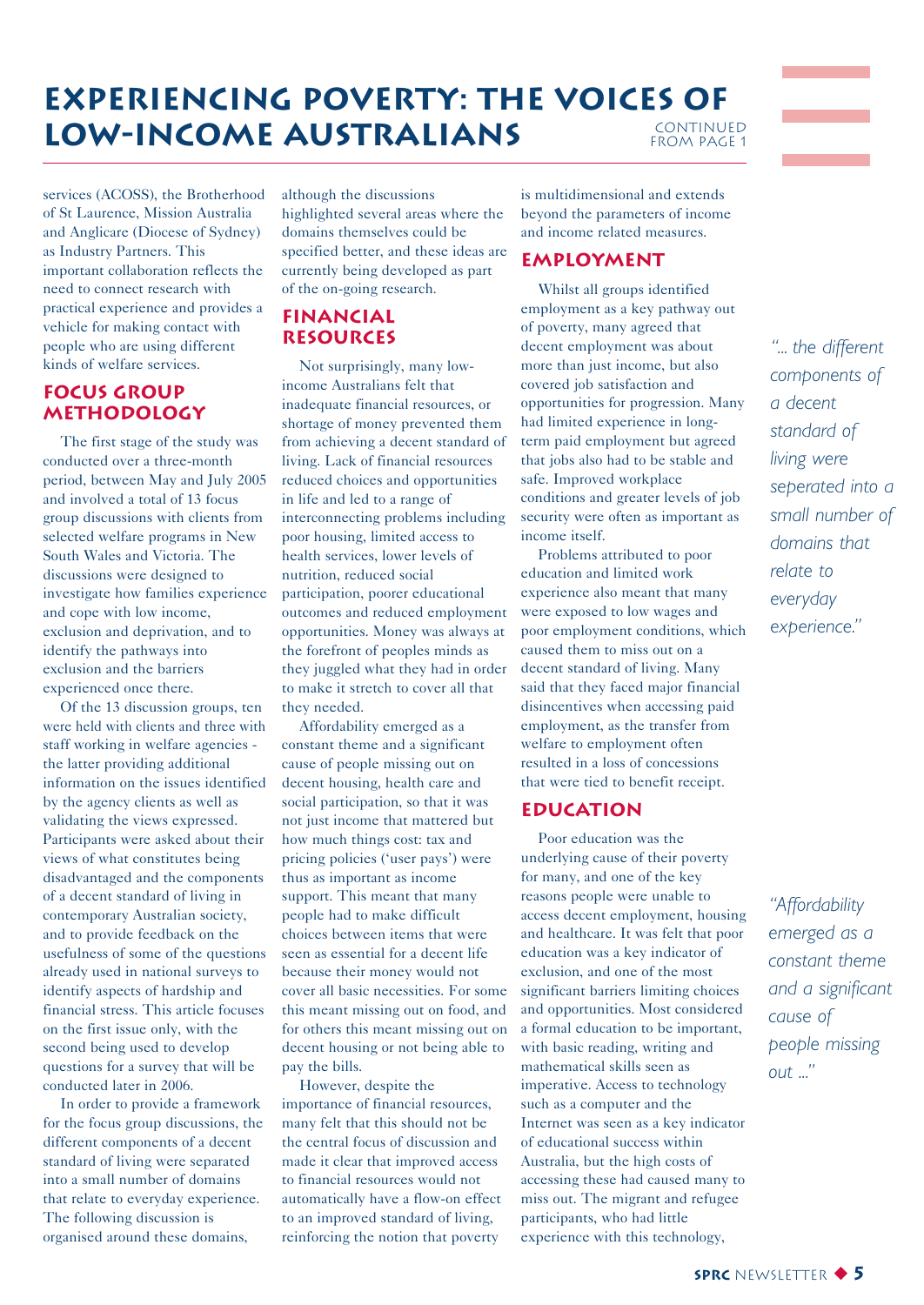# EXPERIENCING POVERTY: THE VOICES OF LOW-INCOME AUSTRALIANS

CONTINUED FROM PAGE 1

services (ACOSS), the Brotherhood of St Laurence, Mission Australia and Anglicare (Diocese of Sydney) as Industry Partners. This important collaboration reflects the need to connect research with practical experience and provides a vehicle for making contact with people who are using different kinds of welfare services.

## FOCUS GROUP METHODOLOGY

The first stage of the study was conducted over a three-month period, between May and July 2005 and involved a total of 13 focus group discussions with clients from selected welfare programs in New South Wales and Victoria. The discussions were designed to investigate how families experience and cope with low income, exclusion and deprivation, and to identify the pathways into exclusion and the barriers experienced once there.

Of the 13 discussion groups, ten were held with clients and three with staff working in welfare agencies - the latter providing additional information on the issues identified by the agency clients as well as validating the views expressed. Participants were asked about their views of what constitutes being disadvantaged and the components of a decent standard of living in contemporary Australian society, and to provide feedback on the usefulness of some of the questions already used in national surveys to identify aspects of hardship and financial stress. This article focuses on the first issue only, with the second being used to develop questions for a survey that will be conducted later in 2006.

In order to provide a framework for the focus group discussions, the different components of a decent standard of living were separated into a small number of domains that relate to everyday experience. The following discussion is organised around these domains, although the discussions highlighted several areas where the domains themselves could be specified better, and these ideas are currently being developed as part of the on-going research.

## FINANCIAL RESOURCES

Not surprisingly, many low-income Australians felt that inadequate financial resources, or shortage of money prevented them from achieving a decent standard of living. Lack of financial resources reduced choices and opportunities in life and led to a range of interconnecting problems including poor housing, limited access to health services, lower levels of nutrition, reduced social participation, poorer educational outcomes and reduced employment opportunities. Money was always at the forefront of peoples minds as they juggled what they had in order to make it stretch to cover all that they needed.

Affordability emerged as a constant theme and a significant cause of people missing out on decent housing, health care and social participation, so that it was not just income that mattered but how much things cost: tax and pricing policies ('user pays') were thus as important as income support. This meant that many people had to make difficult choices between items that were seen as essential for a decent life because their money would not cover all basic necessities. For some this meant missing out on food, and for others this meant missing out on decent housing or not being able to pay the bills.

However, despite the importance of financial resources, many felt that this should not be the central focus of discussion and made it clear that improved access to financial resources would not automatically have a flow-on effect to an improved standard of living, reinforcing the notion that poverty is multidimensional and extends beyond the parameters of income and income related measures.

## EMPLOYMENT

Whilst all groups identified employment as a key pathway out of poverty, many agreed that decent employment was about more than just income, but also covered job satisfaction and opportunities for progression. Many had limited experience in long-term paid employment but agreed that jobs also had to be stable and safe. Improved workplace conditions and greater levels of job security were often as important as income itself.

Problems attributed to poor education and limited work experience also meant that many were exposed to low wages and poor employment conditions, which caused them to miss out on a decent standard of living. Many said that they faced major financial disincentives when accessing paid employment, as the transfer from welfare to employment often resulted in a loss of concessions that were tied to benefit receipt.

## EDUCATION

Poor education was the underlying cause of their poverty for many, and one of the key reasons people were unable to access decent employment, housing and healthcare. It was felt that poor education was a key indicator of exclusion, and one of the most significant barriers limiting choices and opportunities. Most considered a formal education to be important, with basic reading, writing and mathematical skills seen as imperative. Access to technology such as a computer and the Internet was seen as a key indicator of educational success within Australia, but the high costs of accessing these had caused many to miss out. The migrant and refugee participants, who had little experience with this technology,

*"... the different components of a decent standard of living were seperated into a small number of domains that relate to everyday experience."*

*"Affordability emerged as a constant theme and a significant cause of people missing out ..."*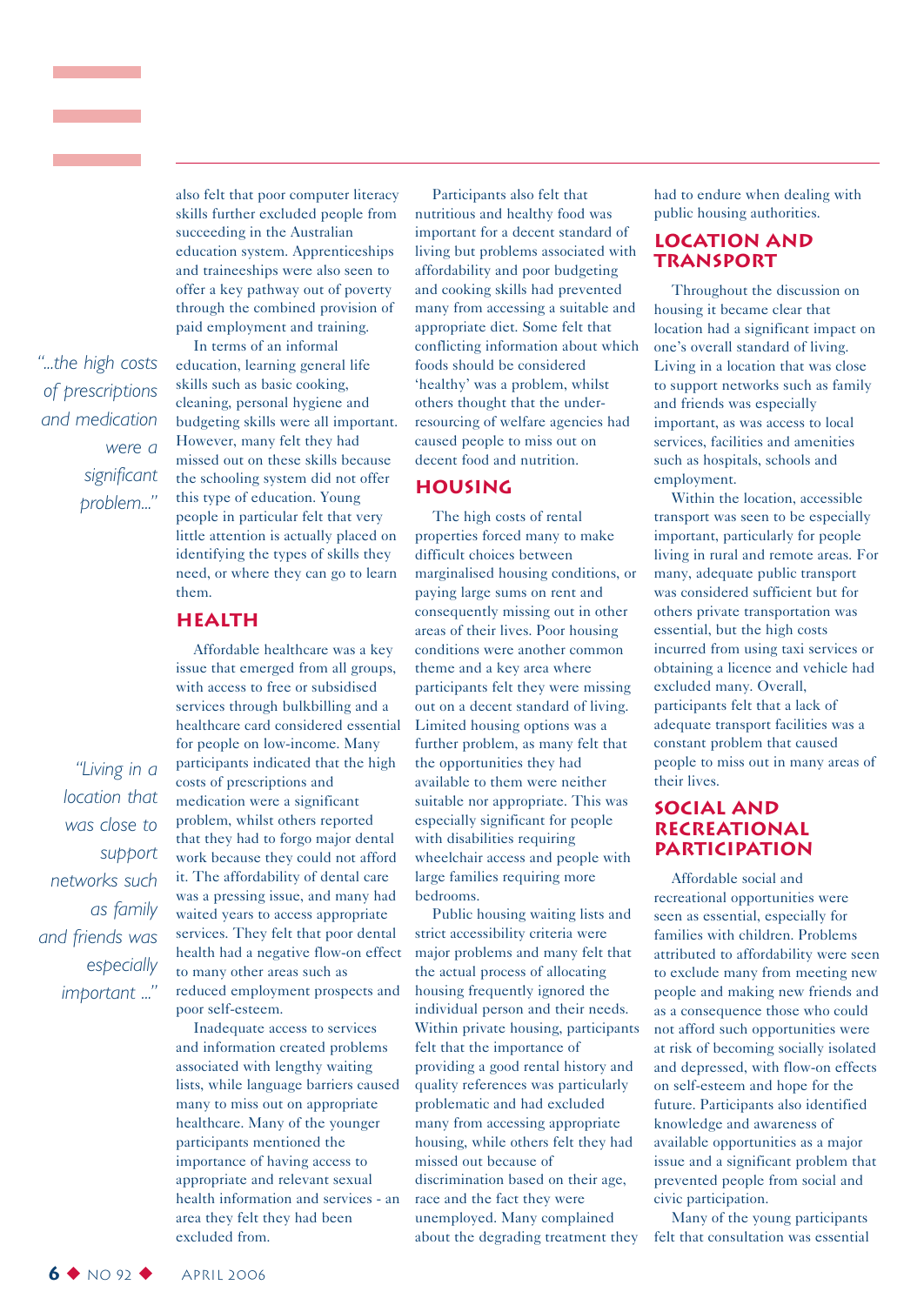also felt that poor computer literacy skills further excluded people from succeeding in the Australian education system. Apprenticeships and traineeships were also seen to offer a key pathway out of poverty through the combined provision of paid employment and training.

In terms of an informal education, learning general life skills such as basic cooking, cleaning, personal hygiene and budgeting skills were all important. However, many felt they had missed out on these skills because the schooling system did not offer this type of education. Young people in particular felt that very little attention is actually placed on identifying the types of skills they need, or where they can go to learn them.

*"...the high costs of prescriptions and medication were a significant problem..."*

## HEALTH

Affordable healthcare was a key issue that emerged from all groups, with access to free or subsidised services through bulkbilling and a healthcare card considered essential for people on low-income. Many participants indicated that the high costs of prescriptions and medication were a significant problem, whilst others reported that they had to forgo major dental work because they could not afford it. The affordability of dental care was a pressing issue, and many had waited years to access appropriate services. They felt that poor dental health had a negative flow-on effect to many other areas such as reduced employment prospects and poor self-esteem.

*"Living in a location that was close to support networks such as family and friends was especially important ..."*

Inadequate access to services and information created problems associated with lengthy waiting lists, while language barriers caused many to miss out on appropriate healthcare. Many of the younger participants mentioned the importance of having access to appropriate and relevant sexual health information and services - an area they felt they had been excluded from.

Participants also felt that nutritious and healthy food was important for a decent standard of living but problems associated with affordability and poor budgeting and cooking skills had prevented many from accessing a suitable and appropriate diet. Some felt that conflicting information about which foods should be considered 'healthy' was a problem, whilst others thought that the under-resourcing of welfare agencies had caused people to miss out on decent food and nutrition.

## HOUSING

The high costs of rental properties forced many to make difficult choices between marginalised housing conditions, or paying large sums on rent and consequently missing out in other areas of their lives. Poor housing conditions were another common theme and a key area where participants felt they were missing out on a decent standard of living. Limited housing options was a further problem, as many felt that the opportunities they had available to them were neither suitable nor appropriate. This was especially significant for people with disabilities requiring wheelchair access and people with large families requiring more bedrooms.

Public housing waiting lists and strict accessibility criteria were major problems and many felt that the actual process of allocating housing frequently ignored the individual person and their needs. Within private housing, participants felt that the importance of providing a good rental history and quality references was particularly problematic and had excluded many from accessing appropriate housing, while others felt they had missed out because of discrimination based on their age, race and the fact they were unemployed. Many complained about the degrading treatment they had to endure when dealing with public housing authorities.

## LOCATION AND TRANSPORT

Throughout the discussion on housing it became clear that location had a significant impact on one's overall standard of living. Living in a location that was close to support networks such as family and friends was especially important, as was access to local services, facilities and amenities such as hospitals, schools and employment.

Within the location, accessible transport was seen to be especially important, particularly for people living in rural and remote areas. For many, adequate public transport was considered sufficient but for others private transportation was essential, but the high costs incurred from using taxi services or obtaining a licence and vehicle had excluded many. Overall, participants felt that a lack of adequate transport facilities was a constant problem that caused people to miss out in many areas of their lives.

## SOCIAL AND RECREATIONAL PARTICIPATION

Affordable social and recreational opportunities were seen as essential, especially for families with children. Problems attributed to affordability were seen to exclude many from meeting new people and making new friends and as a consequence those who could not afford such opportunities were at risk of becoming socially isolated and depressed, with flow-on effects on self-esteem and hope for the future. Participants also identified knowledge and awareness of available opportunities as a major issue and a significant problem that prevented people from social and civic participation.

Many of the young participants felt that consultation was essential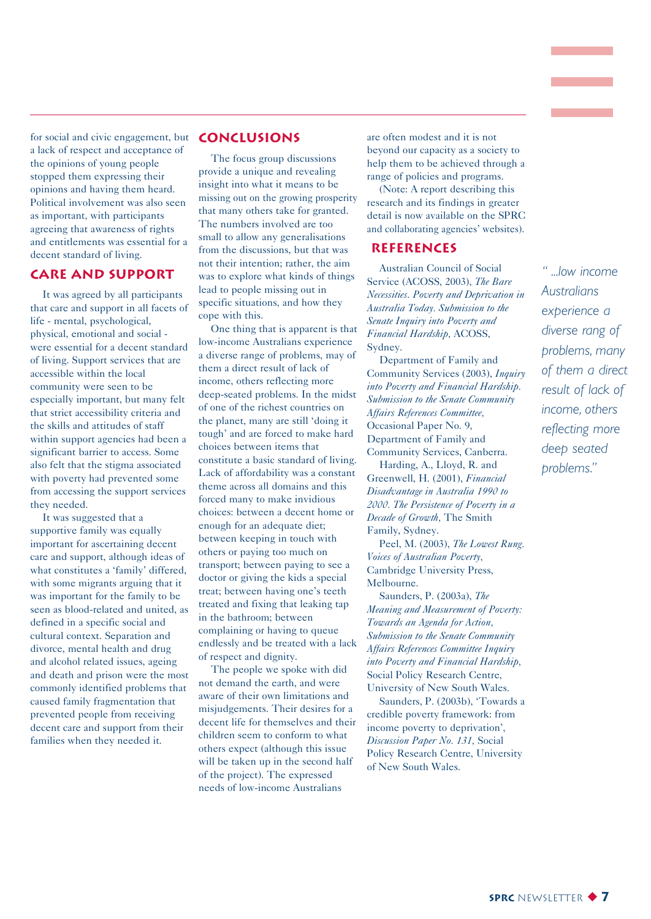for social and civic engagement, but a lack of respect and acceptance of the opinions of young people stopped them expressing their opinions and having them heard. Political involvement was also seen as important, with participants agreeing that awareness of rights and entitlements was essential for a decent standard of living.

## CARE AND SUPPORT

It was agreed by all participants that care and support in all facets of life - mental, psychological, physical, emotional and social - were essential for a decent standard of living. Support services that are accessible within the local community were seen to be especially important, but many felt that strict accessibility criteria and the skills and attitudes of staff within support agencies had been a significant barrier to access. Some also felt that the stigma associated with poverty had prevented some from accessing the support services they needed.

It was suggested that a supportive family was equally important for ascertaining decent care and support, although ideas of what constitutes a 'family' differed, with some migrants arguing that it was important for the family to be seen as blood-related and united, as defined in a specific social and cultural context. Separation and divorce, mental health and drug and alcohol related issues, ageing and death and prison were the most commonly identified problems that caused family fragmentation that prevented people from receiving decent care and support from their families when they needed it.

## CONCLUSIONS

The focus group discussions provide a unique and revealing insight into what it means to be missing out on the growing prosperity that many others take for granted. The numbers involved are too small to allow any generalisations from the discussions, but that was not their intention; rather, the aim was to explore what kinds of things lead to people missing out in specific situations, and how they cope with this.

One thing that is apparent is that low-income Australians experience a diverse range of problems, may of them a direct result of lack of income, others reflecting more deep-seated problems. In the midst of one of the richest countries on the planet, many are still 'doing it tough' and are forced to make hard choices between items that constitute a basic standard of living. Lack of affordability was a constant theme across all domains and this forced many to make invidious choices: between a decent home or enough for an adequate diet; between keeping in touch with others or paying too much on transport; between paying to see a doctor or giving the kids a special treat; between having one's teeth treated and fixing that leaking tap in the bathroom; between complaining or having to queue endlessly and be treated with a lack of respect and dignity.

The people we spoke with did not demand the earth, and were aware of their own limitations and misjudgements. Their desires for a decent life for themselves and their children seem to conform to what others expect (although this issue will be taken up in the second half of the project). The expressed needs of low-income Australians are often modest and it is not beyond our capacity as a society to help them to be achieved through a range of policies and programs.

(Note: A report describing this research and its findings in greater detail is now available on the SPRC and collaborating agencies' websites).

> " ...low income Australians experience a diverse rang of problems, many of them a direct result of lack of income, others reflecting more deep seated problems."

## REFERENCES

Australian Council of Social Service (ACOSS, 2003), *The Bare Necessities. Poverty and Deprivation in Australia Today. Submission to the Senate Inquiry into Poverty and Financial Hardship*, ACOSS, Sydney.

Department of Family and Community Services (2003), *Inquiry into Poverty and Financial Hardship. Submission to the Senate Community Affairs References Committee*, Occasional Paper No. 9, Department of Family and Community Services, Canberra.

Harding, A., Lloyd, R. and Greenwell, H. (2001), *Financial Disadvantage in Australia 1990 to 2000. The Persistence of Poverty in a Decade of Growth*, The Smith Family, Sydney.

Peel, M. (2003), *The Lowest Rung. Voices of Australian Poverty,* Cambridge University Press, Melbourne.

Saunders, P. (2003a), *The Meaning and Measurement of Poverty: Towards an Agenda for Action, Submission to the Senate Community Affairs References Committee Inquiry into Poverty and Financial Hardship*, Social Policy Research Centre, University of New South Wales.

Saunders, P. (2003b), 'Towards a credible poverty framework: from income poverty to deprivation', *Discussion Paper No. 131*, Social Policy Research Centre, University of New South Wales.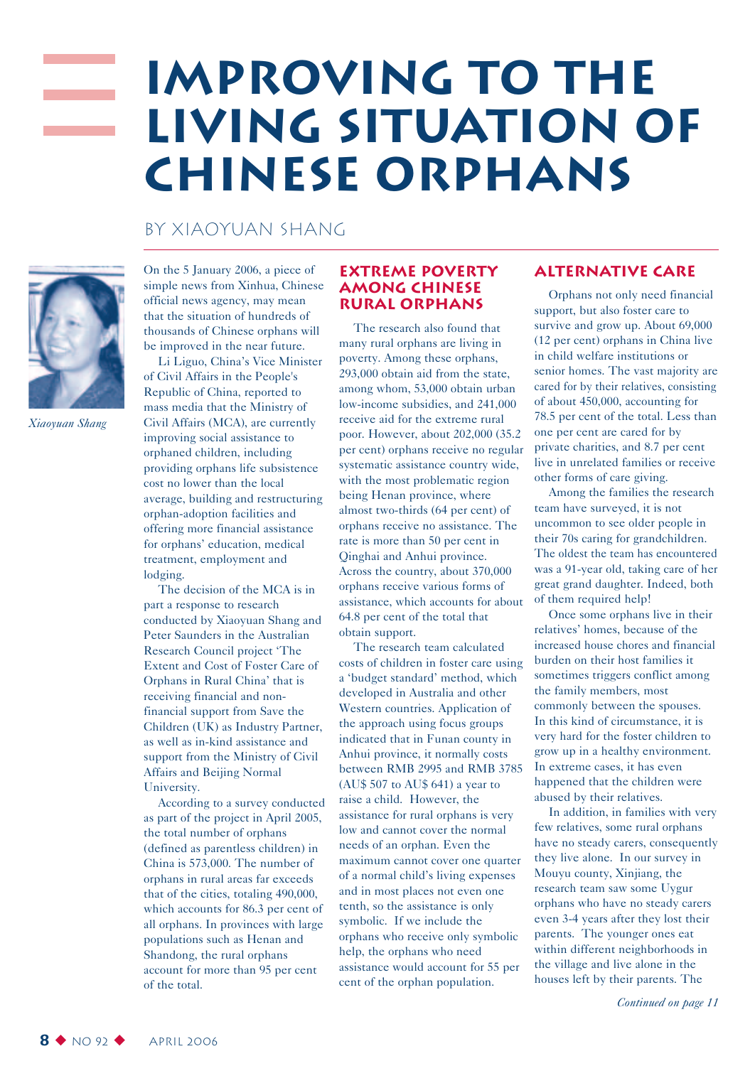# IMPROVING TO THE LIVING SITUATION OF CHINESE ORPHANS

BY XIAOYUAN SHANG

*Xiaoyuan Shang*

On the 5 January 2006, a piece of simple news from Xinhua, Chinese official news agency, may mean that the situation of hundreds of thousands of Chinese orphans will be improved in the near future.

Li Liguo, China's Vice Minister of Civil Affairs in the People's Republic of China, reported to mass media that the Ministry of Civil Affairs (MCA), are currently improving social assistance to orphaned children, including providing orphans life subsistence cost no lower than the local average, building and restructuring orphan-adoption facilities and offering more financial assistance for orphans' education, medical treatment, employment and lodging.

The decision of the MCA is in part a response to research conducted by Xiaoyuan Shang and Peter Saunders in the Australian Research Council project 'The Extent and Cost of Foster Care of Orphans in Rural China' that is receiving financial and non-financial support from Save the Children (UK) as Industry Partner, as well as in-kind assistance and support from the Ministry of Civil Affairs and Beijing Normal University.

According to a survey conducted as part of the project in April 2005, the total number of orphans (defined as parentless children) in China is 573,000. The number of orphans in rural areas far exceeds that of the cities, totaling 490,000, which accounts for 86.3 per cent of all orphans. In provinces with large populations such as Henan and Shandong, the rural orphans account for more than 95 per cent of the total.

## EXTREME POVERTY AMONG CHINESE RURAL ORPHANS

The research also found that many rural orphans are living in poverty. Among these orphans, 293,000 obtain aid from the state, among whom, 53,000 obtain urban low-income subsidies, and 241,000 receive aid for the extreme rural poor. However, about 202,000 (35.2 per cent) orphans receive no regular systematic assistance country wide, with the most problematic region being Henan province, where almost two-thirds (64 per cent) of orphans receive no assistance. The rate is more than 50 per cent in Qinghai and Anhui province. Across the country, about 370,000 orphans receive various forms of assistance, which accounts for about 64.8 per cent of the total that obtain support.

The research team calculated costs of children in foster care using a 'budget standard' method, which developed in Australia and other Western countries. Application of the approach using focus groups indicated that in Funan county in Anhui province, it normally costs between RMB 2995 and RMB 3785 (AU$ 507 to AU$ 641) a year to raise a child. However, the assistance for rural orphans is very low and cannot cover the normal needs of an orphan. Even the maximum cannot cover one quarter of a normal child's living expenses and in most places not even one tenth, so the assistance is only symbolic. If we include the orphans who receive only symbolic help, the orphans who need assistance would account for 55 per cent of the orphan population.

## ALTERNATIVE CARE

Orphans not only need financial support, but also foster care to survive and grow up. About 69,000 (12 per cent) orphans in China live in child welfare institutions or senior homes. The vast majority are cared for by their relatives, consisting of about 450,000, accounting for 78.5 per cent of the total. Less than one per cent are cared for by private charities, and 8.7 per cent live in unrelated families or receive other forms of care giving.

Among the families the research team have surveyed, it is not uncommon to see older people in their 70s caring for grandchildren. The oldest the team has encountered was a 91-year old, taking care of her great grand daughter. Indeed, both of them required help!

Once some orphans live in their relatives' homes, because of the increased house chores and financial burden on their host families it sometimes triggers conflict among the family members, most commonly between the spouses. In this kind of circumstance, it is very hard for the foster children to grow up in a healthy environment. In extreme cases, it has even happened that the children were abused by their relatives.

In addition, in families with very few relatives, some rural orphans have no steady carers, consequently they live alone. In our survey in Mouyu county, Xinjiang, the research team saw some Uygur orphans who have no steady carers even 3-4 years after they lost their parents. The younger ones eat within different neighborhoods in the village and live alone in the houses left by their parents. The

*Continued on page 11*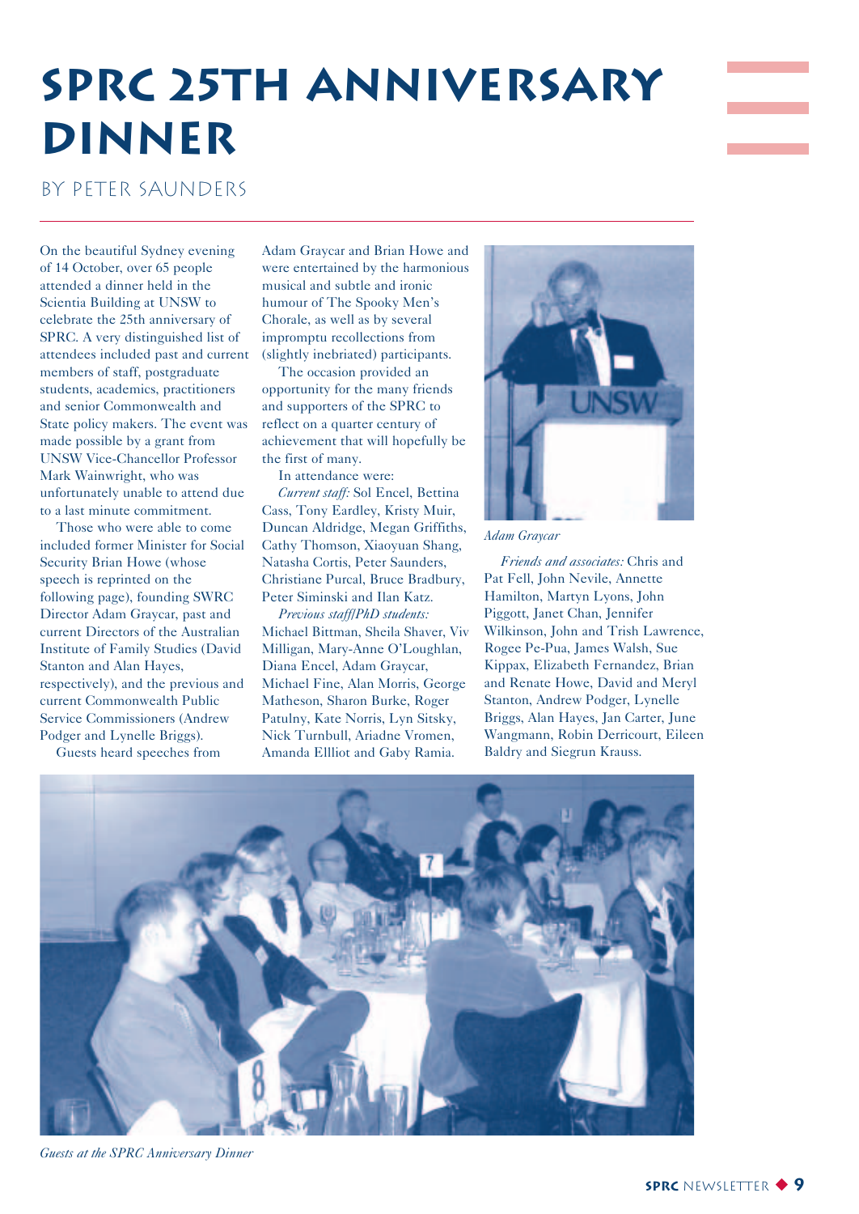# SPRC 25th Anniversary Dinner

BY PETER SAUNDERS

On the beautiful Sydney evening of 14 October, over 65 people attended a dinner held in the Scientia Building at UNSW to celebrate the 25th anniversary of SPRC. A very distinguished list of attendees included past and current members of staff, postgraduate students, academics, practitioners and senior Commonwealth and State policy makers. The event was made possible by a grant from UNSW Vice-Chancellor Professor Mark Wainwright, who was unfortunately unable to attend due to a last minute commitment.

Those who were able to come included former Minister for Social Security Brian Howe (whose speech is reprinted on the following page), founding SWRC Director Adam Graycar, past and current Directors of the Australian Institute of Family Studies (David Stanton and Alan Hayes, respectively), and the previous and current Commonwealth Public Service Commissioners (Andrew Podger and Lynelle Briggs).

Guests heard speeches from Adam Graycar and Brian Howe and were entertained by the harmonious musical and subtle and ironic humour of The Spooky Men's Chorale, as well as by several impromptu recollections from (slightly inebriated) participants.

The occasion provided an opportunity for the many friends and supporters of the SPRC to reflect on a quarter century of achievement that will hopefully be the first of many.

In attendance were:

*Current staff:* Sol Encel, Bettina Cass, Tony Eardley, Kristy Muir, Duncan Aldridge, Megan Griffiths, Cathy Thomson, Xiaoyuan Shang, Natasha Cortis, Peter Saunders, Christiane Purcal, Bruce Bradbury, Peter Siminski and Ilan Katz.

*Previous staff/PhD students:* Michael Bittman, Sheila Shaver, Viv Milligan, Mary-Anne O'Loughlan, Diana Encel, Adam Graycar, Michael Fine, Alan Morris, George Matheson, Sharon Burke, Roger Patulny, Kate Norris, Lyn Sitsky, Nick Turnbull, Ariadne Vromen, Amanda Ellliot and Gaby Ramia.

*Adam Graycar*

*Friends and associates:* Chris and Pat Fell, John Nevile, Annette Hamilton, Martyn Lyons, John Piggott, Janet Chan, Jennifer Wilkinson, John and Trish Lawrence, Rogee Pe-Pua, James Walsh, Sue Kippax, Elizabeth Fernandez, Brian and Renate Howe, David and Meryl Stanton, Andrew Podger, Lynelle Briggs, Alan Hayes, Jan Carter, June Wangmann, Robin Derricourt, Eileen Baldry and Siegrun Krauss.

*Guests at the SPRC Anniversary Dinner*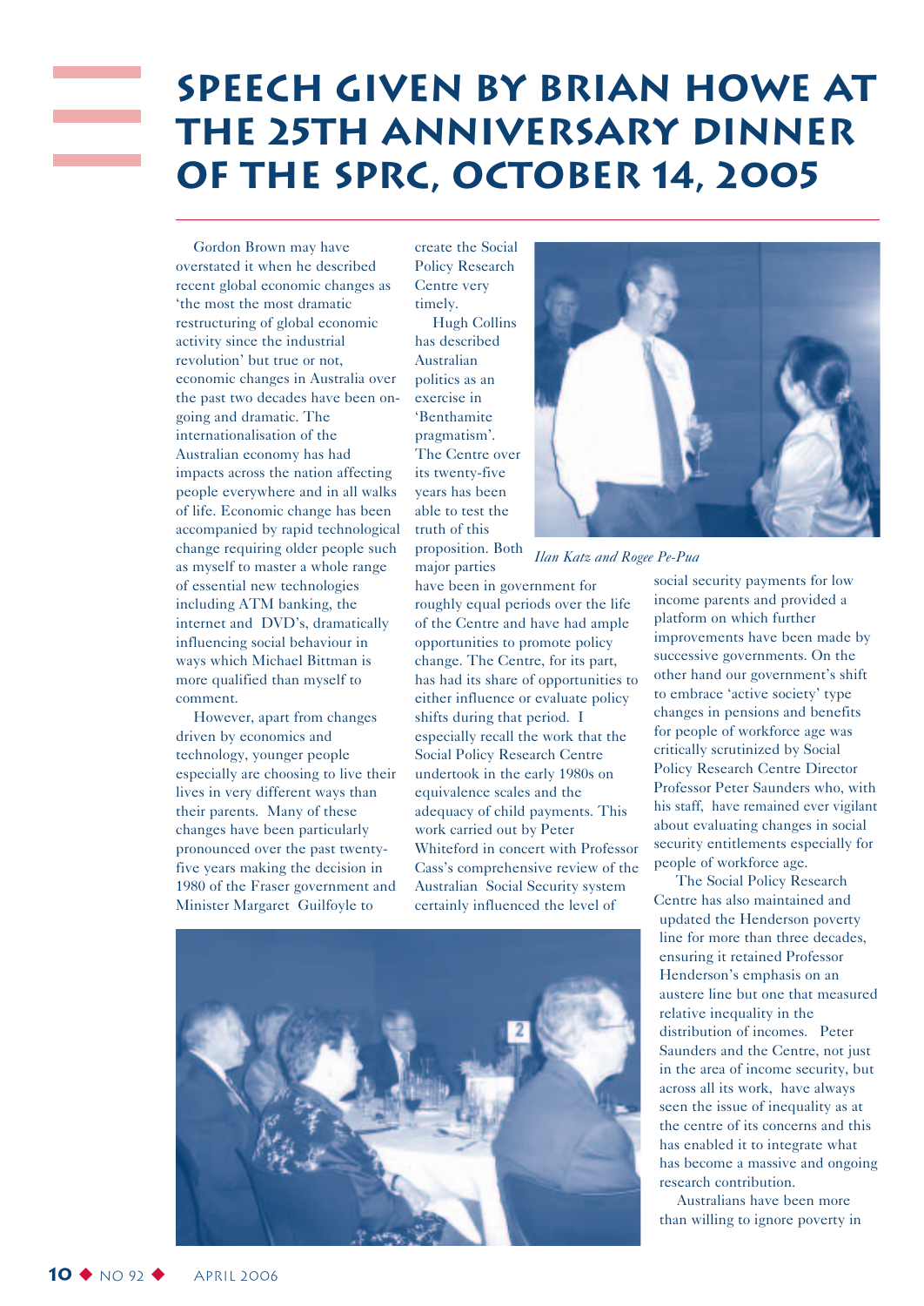# SPEECH GIVEN BY BRIAN HOWE AT THE 25TH ANNIVERSARY DINNER OF THE SPRC, OCTOBER 14, 2005

Gordon Brown may have overstated it when he described recent global economic changes as 'the most the most dramatic restructuring of global economic activity since the industrial revolution' but true or not, economic changes in Australia over the past two decades have been on-going and dramatic. The internationalisation of the Australian economy has had impacts across the nation affecting people everywhere and in all walks of life. Economic change has been accompanied by rapid technological change requiring older people such as myself to master a whole range of essential new technologies including ATM banking, the internet and DVD's, dramatically influencing social behaviour in ways which Michael Bittman is more qualified than myself to comment.

However, apart from changes driven by economics and technology, younger people especially are choosing to live their lives in very different ways than their parents. Many of these changes have been particularly pronounced over the past twenty-five years making the decision in 1980 of the Fraser government and Minister Margaret Guilfoyle to create the Social Policy Research Centre very timely.

Hugh Collins has described Australian politics as an exercise in 'Benthamite pragmatism'. The Centre over its twenty-five years has been able to test the truth of this proposition. Both major parties have been in government for roughly equal periods over the life of the Centre and have had ample opportunities to promote policy change. The Centre, for its part, has had its share of opportunities to either influence or evaluate policy shifts during that period. I especially recall the work that the Social Policy Research Centre undertook in the early 1980s on equivalence scales and the adequacy of child payments. This work carried out by Peter Whiteford in concert with Professor Cass's comprehensive review of the Australian Social Security system certainly influenced the level of social security payments for low income parents and provided a platform on which further improvements have been made by successive governments. On the other hand our government's shift to embrace 'active society' type changes in pensions and benefits for people of workforce age was critically scrutinized by Social Policy Research Centre Director Professor Peter Saunders who, with his staff, have remained ever vigilant about evaluating changes in social security entitlements especially for people of workforce age.

*Ilan Katz and Rogee Pe-Pua*

The Social Policy Research Centre has also maintained and updated the Henderson poverty line for more than three decades, ensuring it retained Professor Henderson's emphasis on an austere line but one that measured relative inequality in the distribution of incomes. Peter Saunders and the Centre, not just in the area of income security, but across all its work, have always seen the issue of inequality as at the centre of its concerns and this has enabled it to integrate what has become a massive and ongoing research contribution.

Australians have been more than willing to ignore poverty in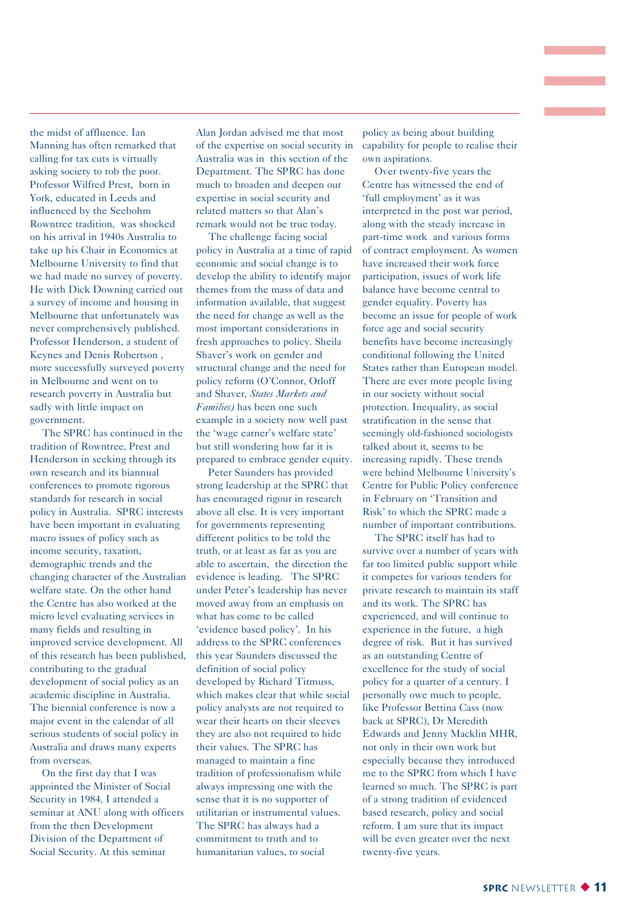the midst of affluence. Ian Manning has often remarked that calling for tax cuts is virtually asking society to rob the poor. Professor Wilfred Prest, born in York, educated in Leeds and influenced by the Seebohm Rowntree tradition, was shocked on his arrival in 1940s Australia to take up his Chair in Economics at Melbourne University to find that we had made no survey of poverty. He with Dick Downing carried out a survey of income and housing in Melbourne that unfortunately was never comprehensively published. Professor Henderson, a student of Keynes and Denis Robertson, more successfully surveyed poverty in Melbourne and went on to research poverty in Australia but sadly with little impact on government.

The SPRC has continued in the tradition of Rowntree, Prest and Henderson in seeking through its own research and its biannual conferences to promote rigorous standards for research in social policy in Australia. SPRC interests have been important in evaluating macro issues of policy such as income security, taxation, demographic trends and the changing character of the Australian welfare state. On the other hand the Centre has also worked at the micro level evaluating services in many fields and resulting in improved service development. All of this research has been published, contributing to the gradual development of social policy as an academic discipline in Australia. The biennial conference is now a major event in the calendar of all serious students of social policy in Australia and draws many experts from overseas.

On the first day that I was appointed the Minister of Social Security in 1984, I attended a seminar at ANU along with officers from the then Development Division of the Department of Social Security. At this seminar Alan Jordan advised me that most of the expertise on social security in Australia was in this section of the Department. The SPRC has done much to broaden and deepen our expertise in social security and related matters so that Alan's remark would not be true today.

The challenge facing social policy in Australia at a time of rapid economic and social change is to develop the ability to identify major themes from the mass of data and information available, that suggest the need for change as well as the most important considerations in fresh approaches to policy. Sheila Shaver's work on gender and structural change and the need for policy reform (O'Connor, Orloff and Shaver, *States Markets and Families)* has been one such example in a society now well past the 'wage earner's welfare state' but still wondering how far it is prepared to embrace gender equity.

Peter Saunders has provided strong leadership at the SPRC that has encouraged rigour in research above all else. It is very important for governments representing different politics to be told the truth, or at least as far as you are able to ascertain, the direction the evidence is leading. The SPRC under Peter's leadership has never moved away from an emphasis on what has come to be called 'evidence based policy'. In his address to the SPRC conferences this year Saunders discussed the definition of social policy developed by Richard Titmuss, which makes clear that while social policy analysts are not required to wear their hearts on their sleeves they are also not required to hide their values. The SPRC has managed to maintain a fine tradition of professionalism while always impressing one with the sense that it is no supporter of utilitarian or instrumental values. The SPRC has always had a commitment to truth and to humanitarian values, to social policy as being about building capability for people to realise their own aspirations.

Over twenty-five years the Centre has witnessed the end of 'full employment' as it was interpreted in the post war period, along with the steady increase in part-time work and various forms of contract employment. As women have increased their work force participation, issues of work life balance have become central to gender equality. Poverty has become an issue for people of work force age and social security benefits have become increasingly conditional following the United States rather than European model. There are ever more people living in our society without social protection. Inequality, as social stratification in the sense that seemingly old-fashioned sociologists talked about it, seems to be increasing rapidly. These trends were behind Melbourne University's Centre for Public Policy conference in February on 'Transition and Risk' to which the SPRC made a number of important contributions.

The SPRC itself has had to survive over a number of years with far too limited public support while it competes for various tenders for private research to maintain its staff and its work. The SPRC has experienced, and will continue to experience in the future, a high degree of risk. But it has survived as an outstanding Centre of excellence for the study of social policy for a quarter of a century. I personally owe much to people, like Professor Bettina Cass (now back at SPRC), Dr Meredith Edwards and Jenny Macklin MHR, not only in their own work but especially because they introduced me to the SPRC from which I have learned so much. The SPRC is part of a strong tradition of evidenced based research, policy and social reform. I am sure that its impact will be even greater over the next twenty-five years.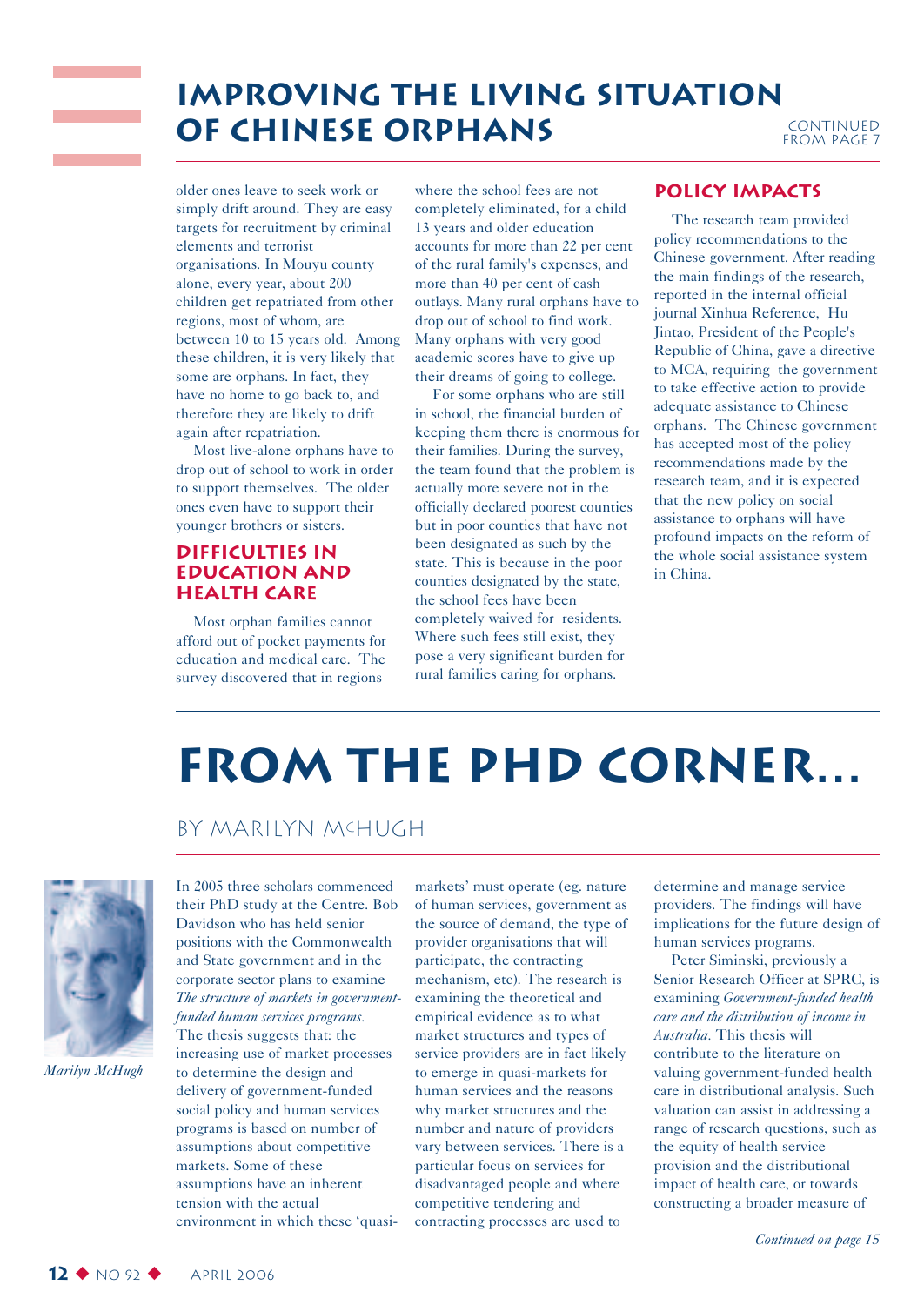# Improving the Living Situation of Chinese Orphans

CONTINUED FROM PAGE 7

older ones leave to seek work or simply drift around. They are easy targets for recruitment by criminal elements and terrorist organisations. In Mouyu county alone, every year, about 200 children get repatriated from other regions, most of whom, are between 10 to 15 years old. Among these children, it is very likely that some are orphans. In fact, they have no home to go back to, and therefore they are likely to drift again after repatriation.

Most live-alone orphans have to drop out of school to work in order to support themselves. The older ones even have to support their younger brothers or sisters.

## Difficulties in Education and Health Care

Most orphan families cannot afford out of pocket payments for education and medical care. The survey discovered that in regions where the school fees are not completely eliminated, for a child 13 years and older education accounts for more than 22 per cent of the rural family's expenses, and more than 40 per cent of cash outlays. Many rural orphans have to drop out of school to find work. Many orphans with very good academic scores have to give up their dreams of going to college.

For some orphans who are still in school, the financial burden of keeping them there is enormous for their families. During the survey, the team found that the problem is actually more severe not in the officially declared poorest counties but in poor counties that have not been designated as such by the state. This is because in the poor counties designated by the state, the school fees have been completely waived for residents. Where such fees still exist, they pose a very significant burden for rural families caring for orphans.

## Policy Impacts

The research team provided policy recommendations to the Chinese government. After reading the main findings of the research, reported in the internal official journal Xinhua Reference, Hu Jintao, President of the People's Republic of China, gave a directive to MCA, requiring the government to take effective action to provide adequate assistance to Chinese orphans. The Chinese government has accepted most of the policy recommendations made by the research team, and it is expected that the new policy on social assistance to orphans will have profound impacts on the reform of the whole social assistance system in China.

# From the PhD Corner...

BY MARILYN McHUGH

*Marilyn McHugh*

In 2005 three scholars commenced their PhD study at the Centre. Bob Davidson who has held senior positions with the Commonwealth and State government and in the corporate sector plans to examine *The structure of markets in government-funded human services programs.* The thesis suggests that: the increasing use of market processes to determine the design and delivery of government-funded social policy and human services programs is based on number of assumptions about competitive markets. Some of these assumptions have an inherent tension with the actual environment in which these 'quasi-markets' must operate (eg. nature of human services, government as the source of demand, the type of provider organisations that will participate, the contracting mechanism, etc). The research is examining the theoretical and empirical evidence as to what market structures and types of service providers are in fact likely to emerge in quasi-markets for human services and the reasons why market structures and the number and nature of providers vary between services. There is a particular focus on services for disadvantaged people and where competitive tendering and contracting processes are used to determine and manage service providers. The findings will have implications for the future design of human services programs.

Peter Siminski, previously a Senior Research Officer at SPRC, is examining *Government-funded health care and the distribution of income in Australia.* This thesis will contribute to the literature on valuing government-funded health care in distributional analysis. Such valuation can assist in addressing a range of research questions, such as the equity of health service provision and the distributional impact of health care, or towards constructing a broader measure of

*Continued on page 15*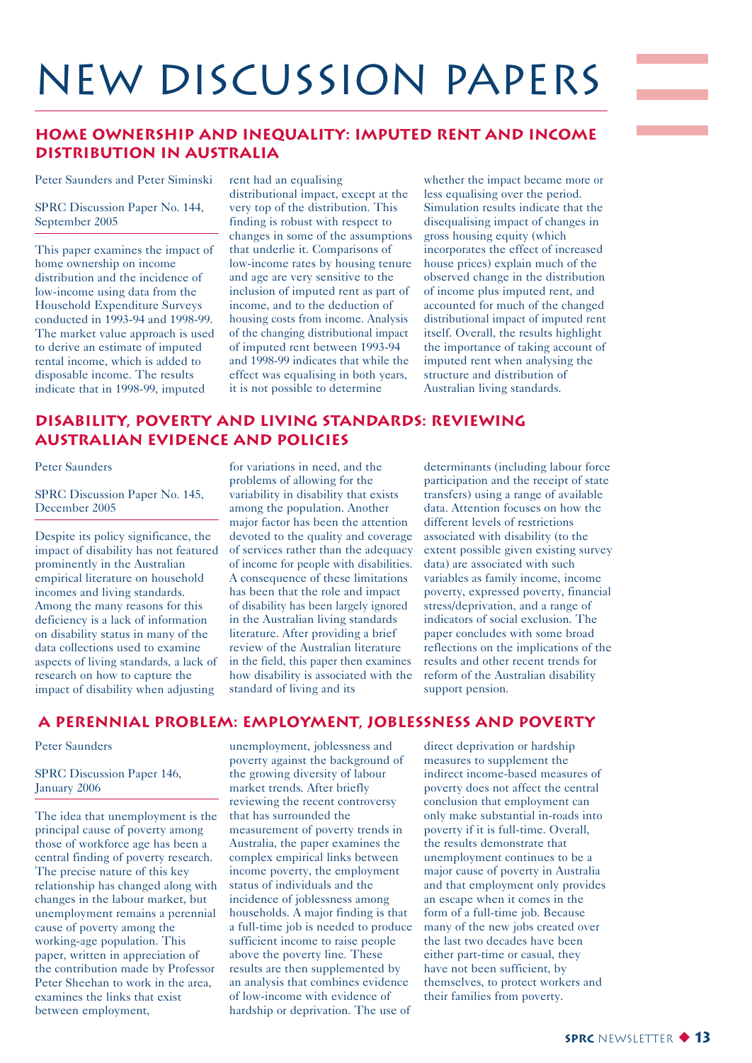# NEW DISCUSSION PAPERS

## HOME OWNERSHIP AND INEQUALITY: IMPUTED RENT AND INCOME DISTRIBUTION IN AUSTRALIA

Peter Saunders and Peter Siminski

SPRC Discussion Paper No. 144, September 2005

This paper examines the impact of home ownership on income distribution and the incidence of low-income using data from the Household Expenditure Surveys conducted in 1993-94 and 1998-99. The market value approach is used to derive an estimate of imputed rental income, which is added to disposable income. The results indicate that in 1998-99, imputed rent had an equalising distributional impact, except at the very top of the distribution. This finding is robust with respect to changes in some of the assumptions that underlie it. Comparisons of low-income rates by housing tenure and age are very sensitive to the inclusion of imputed rent as part of income, and to the deduction of housing costs from income. Analysis of the changing distributional impact of imputed rent between 1993-94 and 1998-99 indicates that while the effect was equalising in both years, it is not possible to determine whether the impact became more or less equalising over the period. Simulation results indicate that the disequalising impact of changes in gross housing equity (which incorporates the effect of increased house prices) explain much of the observed change in the distribution of income plus imputed rent, and accounted for much of the changed distributional impact of imputed rent itself. Overall, the results highlight the importance of taking account of imputed rent when analysing the structure and distribution of Australian living standards.

## DISABILITY, POVERTY AND LIVING STANDARDS: REVIEWING AUSTRALIAN EVIDENCE AND POLICIES

Peter Saunders

SPRC Discussion Paper No. 145, December 2005

Despite its policy significance, the impact of disability has not featured prominently in the Australian empirical literature on household incomes and living standards. Among the many reasons for this deficiency is a lack of information on disability status in many of the data collections used to examine aspects of living standards, a lack of research on how to capture the impact of disability when adjusting for variations in need, and the problems of allowing for the variability in disability that exists among the population. Another major factor has been the attention devoted to the quality and coverage of services rather than the adequacy of income for people with disabilities. A consequence of these limitations has been that the role and impact of disability has been largely ignored in the Australian living standards literature. After providing a brief review of the Australian literature in the field, this paper then examines how disability is associated with the standard of living and its determinants (including labour force participation and the receipt of state transfers) using a range of available data. Attention focuses on how the different levels of restrictions associated with disability (to the extent possible given existing survey data) are associated with such variables as family income, income poverty, expressed poverty, financial stress/deprivation, and a range of indicators of social exclusion. The paper concludes with some broad reflections on the implications of the results and other recent trends for reform of the Australian disability support pension.

## A PERENNIAL PROBLEM: EMPLOYMENT, JOBLESSNESS AND POVERTY

Peter Saunders

SPRC Discussion Paper 146, January 2006

The idea that unemployment is the principal cause of poverty among those of workforce age has been a central finding of poverty research. The precise nature of this key relationship has changed along with changes in the labour market, but unemployment remains a perennial cause of poverty among the working-age population. This paper, written in appreciation of the contribution made by Professor Peter Sheehan to work in the area, examines the links that exist between employment, unemployment, joblessness and poverty against the background of the growing diversity of labour market trends. After briefly reviewing the recent controversy that has surrounded the measurement of poverty trends in Australia, the paper examines the complex empirical links between income poverty, the employment status of individuals and the incidence of joblessness among households. A major finding is that a full-time job is needed to produce sufficient income to raise people above the poverty line. These results are then supplemented by an analysis that combines evidence of low-income with evidence of hardship or deprivation. The use of direct deprivation or hardship measures to supplement the indirect income-based measures of poverty does not affect the central conclusion that employment can only make substantial in-roads into poverty if it is full-time. Overall, the results demonstrate that unemployment continues to be a major cause of poverty in Australia and that employment only provides an escape when it comes in the form of a full-time job. Because many of the new jobs created over the last two decades have been either part-time or casual, they have not been sufficient, by themselves, to protect workers and their families from poverty.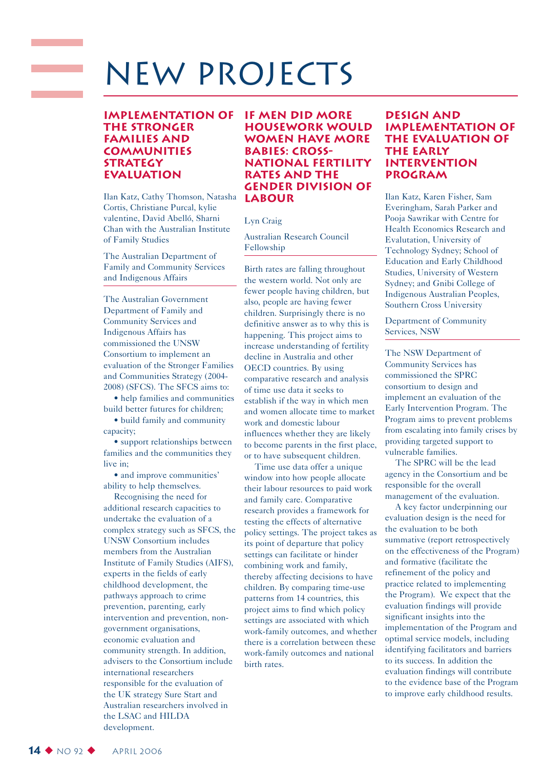# NEW PROJECTS

## IMPLEMENTATION OF THE STRONGER FAMILIES AND COMMUNITIES STRATEGY EVALUATION

Ilan Katz, Cathy Thomson, Natasha Cortis, Christiane Purcal, kylie valentine, David Abelló, Sharni Chan with the Australian Institute of Family Studies

The Australian Department of Family and Community Services and Indigenous Affairs

The Australian Government Department of Family and Community Services and Indigenous Affairs has commissioned the UNSW Consortium to implement an evaluation of the Stronger Families and Communities Strategy (2004-2008) (SFCS). The SFCS aims to:

- help families and communities build better futures for children;
- build family and community capacity;
- support relationships between families and the communities they live in;
- and improve communities' ability to help themselves.

Recognising the need for additional research capacities to undertake the evaluation of a complex strategy such as SFCS, the UNSW Consortium includes members from the Australian Institute of Family Studies (AIFS), experts in the fields of early childhood development, the pathways approach to crime prevention, parenting, early intervention and prevention, non-government organisations, economic evaluation and community strength. In addition, advisers to the Consortium include international researchers responsible for the evaluation of the UK strategy Sure Start and Australian researchers involved in the LSAC and HILDA development.

## IF MEN DID MORE HOUSEWORK WOULD WOMEN HAVE MORE BABIES: CROSS-NATIONAL FERTILITY RATES AND THE GENDER DIVISION OF LABOUR

Lyn Craig

Australian Research Council Fellowship

Birth rates are falling throughout the western world. Not only are fewer people having children, but also, people are having fewer children. Surprisingly there is no definitive answer as to why this is happening. This project aims to increase understanding of fertility decline in Australia and other OECD countries. By using comparative research and analysis of time use data it seeks to establish if the way in which men and women allocate time to market work and domestic labour influences whether they are likely to become parents in the first place, or to have subsequent children.

Time use data offer a unique window into how people allocate their labour resources to paid work and family care. Comparative research provides a framework for testing the effects of alternative policy settings. The project takes as its point of departure that policy settings can facilitate or hinder combining work and family, thereby affecting decisions to have children. By comparing time-use patterns from 14 countries, this project aims to find which policy settings are associated with which work-family outcomes, and whether there is a correlation between these work-family outcomes and national birth rates.

## DESIGN AND IMPLEMENTATION OF THE EVALUATION OF THE EARLY INTERVENTION PROGRAM

Ilan Katz, Karen Fisher, Sam Everingham, Sarah Parker and Pooja Sawrikar with Centre for Health Economics Research and Evalutation, University of Technology Sydney; School of Education and Early Childhood Studies, University of Western Sydney; and Gnibi College of Indigenous Australian Peoples, Southern Cross University

Department of Community Services, NSW

The NSW Department of Community Services has commissioned the SPRC consortium to design and implement an evaluation of the Early Intervention Program. The Program aims to prevent problems from escalating into family crises by providing targeted support to vulnerable families.

The SPRC will be the lead agency in the Consortium and be responsible for the overall management of the evaluation.

A key factor underpinning our evaluation design is the need for the evaluation to be both summative (report retrospectively on the effectiveness of the Program) and formative (facilitate the refinement of the policy and practice related to implementing the Program). We expect that the evaluation findings will provide significant insights into the implementation of the Program and optimal service models, including identifying facilitators and barriers to its success. In addition the evaluation findings will contribute to the evidence base of the Program to improve early childhood results.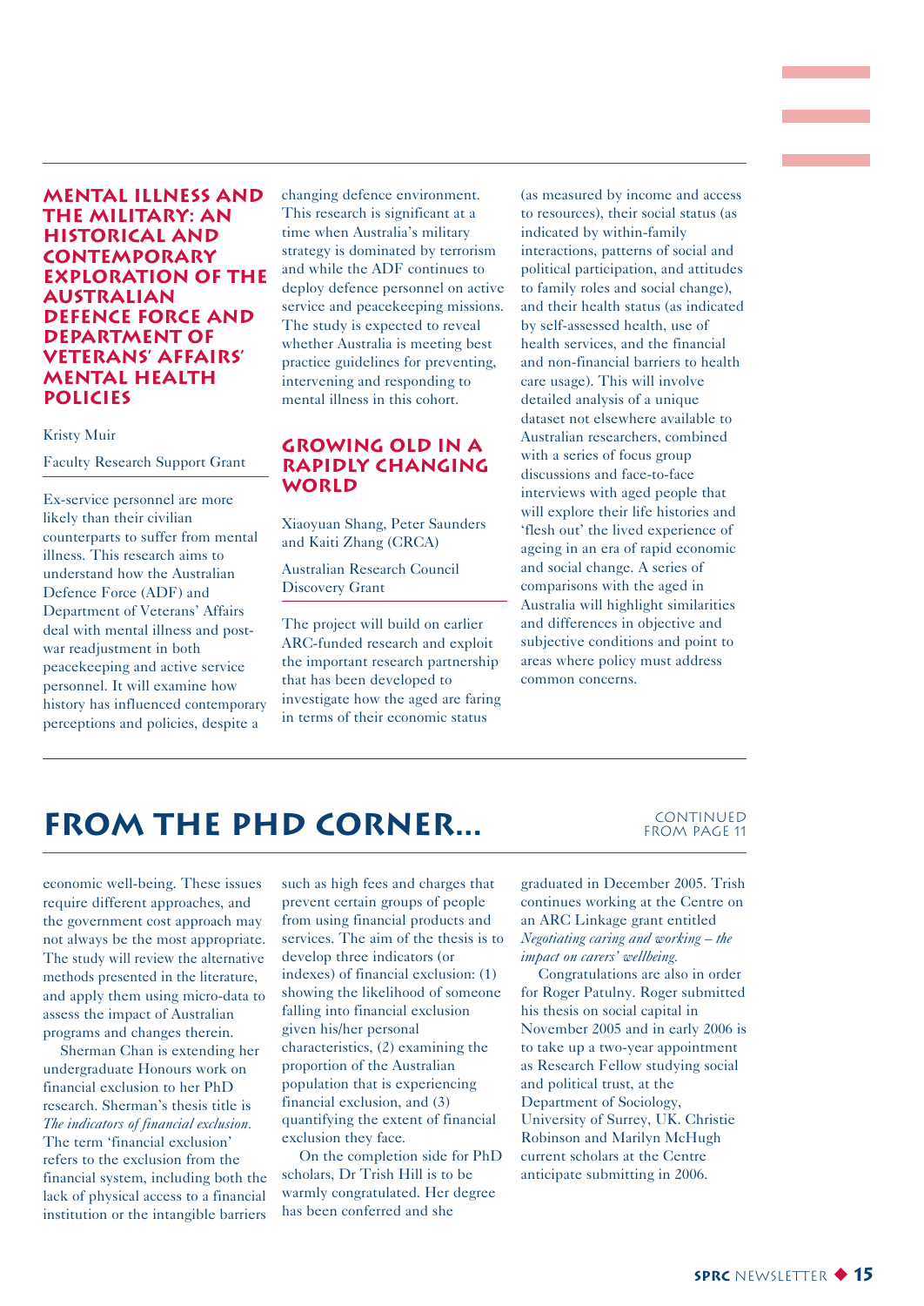## Mental Illness and the Military: An Historical and Contemporary Exploration of the Australian Defence Force and Department of Veterans' Affairs' Mental Health Policies

Kristy Muir

Faculty Research Support Grant

Ex-service personnel are more likely than their civilian counterparts to suffer from mental illness. This research aims to understand how the Australian Defence Force (ADF) and Department of Veterans' Affairs deal with mental illness and post-war readjustment in both peacekeeping and active service personnel. It will examine how history has influenced contemporary perceptions and policies, despite a changing defence environment. This research is significant at a time when Australia's military strategy is dominated by terrorism and while the ADF continues to deploy defence personnel on active service and peacekeeping missions. The study is expected to reveal whether Australia is meeting best practice guidelines for preventing, intervening and responding to mental illness in this cohort.

## Growing Old in a Rapidly Changing World

Xiaoyuan Shang, Peter Saunders and Kaiti Zhang (CRCA)

Australian Research Council Discovery Grant

The project will build on earlier ARC-funded research and exploit the important research partnership that has been developed to investigate how the aged are faring in terms of their economic status (as measured by income and access to resources), their social status (as indicated by within-family interactions, patterns of social and political participation, and attitudes to family roles and social change), and their health status (as indicated by self-assessed health, use of health services, and the financial and non-financial barriers to health care usage). This will involve detailed analysis of a unique dataset not elsewhere available to Australian researchers, combined with a series of focus group discussions and face-to-face interviews with aged people that will explore their life histories and 'flesh out' the lived experience of ageing in an era of rapid economic and social change. A series of comparisons with the aged in Australia will highlight similarities and differences in objective and subjective conditions and point to areas where policy must address common concerns.

# From the PhD Corner...

Continued from page 11

economic well-being. These issues require different approaches, and the government cost approach may not always be the most appropriate. The study will review the alternative methods presented in the literature, and apply them using micro-data to assess the impact of Australian programs and changes therein.

Sherman Chan is extending her undergraduate Honours work on financial exclusion to her PhD research. Sherman's thesis title is *The indicators of financial exclusion*. The term 'financial exclusion' refers to the exclusion from the financial system, including both the lack of physical access to a financial institution or the intangible barriers such as high fees and charges that prevent certain groups of people from using financial products and services. The aim of the thesis is to develop three indicators (or indexes) of financial exclusion: (1) showing the likelihood of someone falling into financial exclusion given his/her personal characteristics, (2) examining the proportion of the Australian population that is experiencing financial exclusion, and (3) quantifying the extent of financial exclusion they face.

On the completion side for PhD scholars, Dr Trish Hill is to be warmly congratulated. Her degree has been conferred and she graduated in December 2005. Trish continues working at the Centre on an ARC Linkage grant entitled *Negotiating caring and working – the impact on carers' wellbeing.*

Congratulations are also in order for Roger Patulny. Roger submitted his thesis on social capital in November 2005 and in early 2006 is to take up a two-year appointment as Research Fellow studying social and political trust, at the Department of Sociology, University of Surrey, UK. Christie Robinson and Marilyn McHugh current scholars at the Centre anticipate submitting in 2006.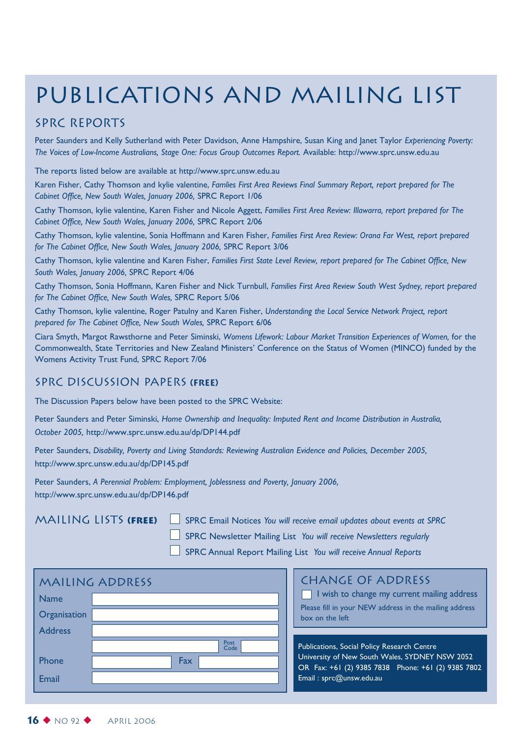# PUBLICATIONS AND MAILING LIST

## SPRC REPORTS

Peter Saunders and Kelly Sutherland with Peter Davidson, Anne Hampshire, Susan King and Janet Taylor *Experiencing Poverty: The Voices of Low-Income Australians, Stage One: Focus Group Outcomes Report.* Available: http://www.sprc.unsw.edu.au

The reports listed below are available at http://www.sprc.unsw.edu.au

Karen Fisher, Cathy Thomson and kylie valentine, *Famlies First Area Reviews Final Summary Report, report prepared for The Cabinet Office, New South Wales, January 2006,* SPRC Report 1/06

Cathy Thomson, kylie valentine, Karen Fisher and Nicole Aggett, *Families First Area Review: Illawarra, report prepared for The Cabinet Office, New South Wales, January 2006,* SPRC Report 2/06

Cathy Thomson, kylie valentine, Sonia Hoffmann and Karen Fisher, *Families First Area Review: Orana Far West, report prepared for The Cabinet Office, New South Wales, January 2006,* SPRC Report 3/06

Cathy Thomson, kylie valentine and Karen Fisher, *Families First State Level Review, report prepared for The Cabinet Office, New South Wales, January 2006,* SPRC Report 4/06

Cathy Thomson, Sonia Hoffmann, Karen Fisher and Nick Turnbull, *Families First Area Review South West Sydney, report prepared for The Cabinet Office, New South Wales,* SPRC Report 5/06

Cathy Thomson, kylie valentine, Roger Patulny and Karen Fisher, *Understanding the Local Service Network Project, report prepared for The Cabinet Office, New South Wales,* SPRC Report 6/06

Ciara Smyth, Margot Rawsthorne and Peter Siminski, *Womens Lifework: Labour Market Transition Experiences of Women,* for the Commonwealth, State Territories and New Zealand Ministers' Conference on the Status of Women (MINCO) funded by the Womens Activity Trust Fund, SPRC Report 7/06

## SPRC DISCUSSION PAPERS **(FREE)**

The Discussion Papers below have been posted to the SPRC Website:

Peter Saunders and Peter Siminski, *Home Ownership and Inequality: Imputed Rent and Income Distribution in Australia, October 2005,* http://www.sprc.unsw.edu.au/dp/DP144.pdf

Peter Saunders, *Disability, Poverty and Living Standards: Reviewing Australian Evidence and Policies, December 2005,* http://www.sprc.unsw.edu.au/dp/DP145.pdf

Peter Saunders, *A Perennial Problem: Employment, Joblessness and Poverty, January 2006,* http://www.sprc.unsw.edu.au/dp/DP146.pdf

## MAILING LISTS **(FREE)**

- ☐ SPRC Email Notices *You will receive email updates about events at SPRC*
- ☐ SPRC Newsletter Mailing List *You will receive Newsletters regularly*
- ☐ SPRC Annual Report Mailing List *You will receive Annual Reports*

## MAILING ADDRESS

Name

Organisation

Address

Post Code

Phone

Fax

Email

## CHANGE OF ADDRESS

☐ I wish to change my current mailing address

Please fill in your NEW address in the mailing address box on the left

Publications, Social Policy Research Centre
University of New South Wales, SYDNEY NSW 2052
OR Fax: +61 (2) 9385 7838 Phone: +61 (2) 9385 7802
Email : sprc@unsw.edu.au